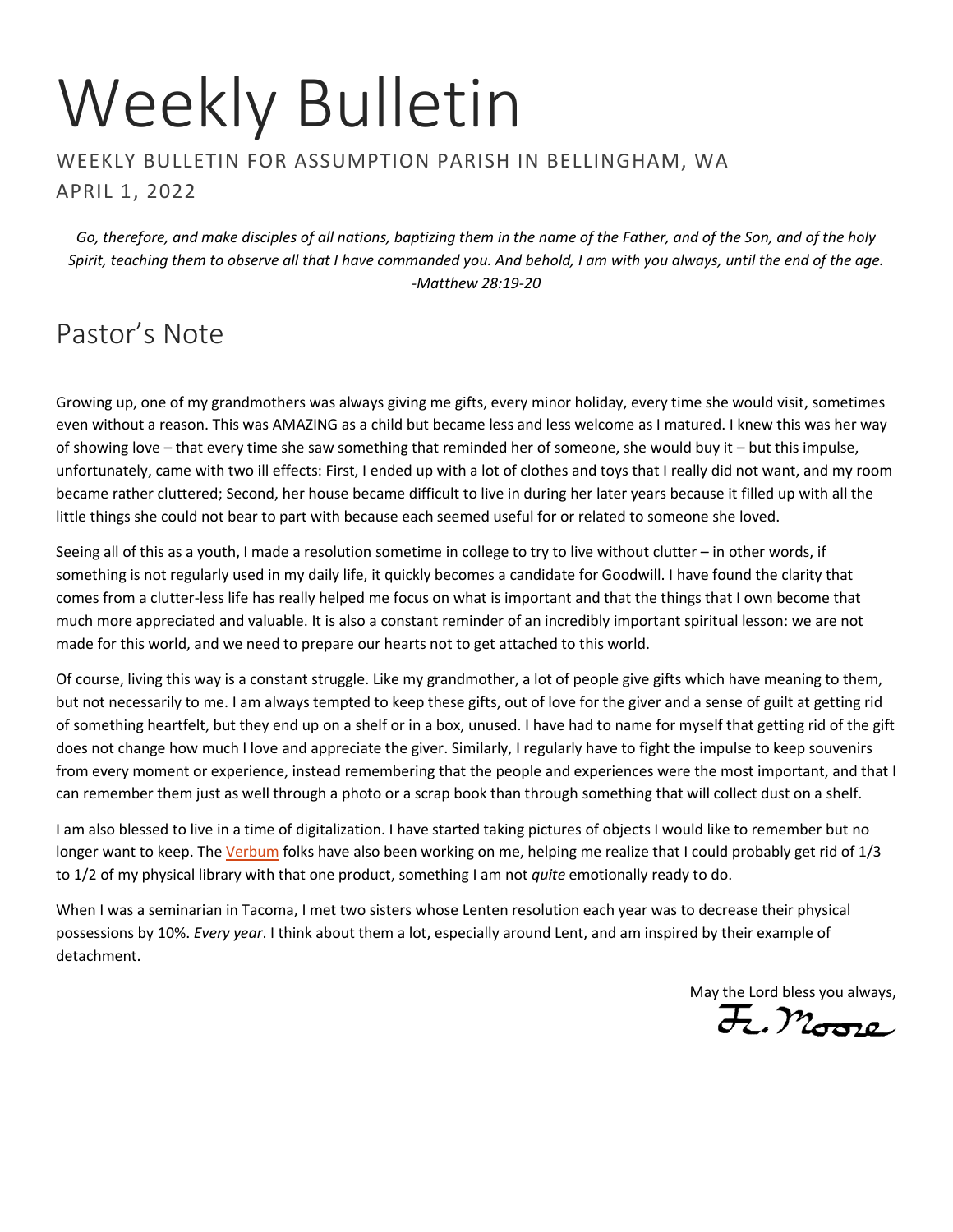# Weekly Bulletin

WEEKLY BULLETIN FOR ASSUMPTION PARISH IN BELLINGHAM, WA

APRIL 1, 2022

*Go, therefore, and make disciples of all nations, baptizing them in the name of the Father, and of the Son, and of the holy Spirit, teaching them to observe all that I have commanded you. And behold, I am with you always, until the end of the age. -Matthew 28:19-20*

## Pastor's Note

Growing up, one of my grandmothers was always giving me gifts, every minor holiday, every time she would visit, sometimes even without a reason. This was AMAZING as a child but became less and less welcome as I matured. I knew this was her way of showing love – that every time she saw something that reminded her of someone, she would buy it – but this impulse, unfortunately, came with two ill effects: First, I ended up with a lot of clothes and toys that I really did not want, and my room became rather cluttered; Second, her house became difficult to live in during her later years because it filled up with all the little things she could not bear to part with because each seemed useful for or related to someone she loved.

Seeing all of this as a youth, I made a resolution sometime in college to try to live without clutter – in other words, if something is not regularly used in my daily life, it quickly becomes a candidate for Goodwill. I have found the clarity that comes from a clutter-less life has really helped me focus on what is important and that the things that I own become that much more appreciated and valuable. It is also a constant reminder of an incredibly important spiritual lesson: we are not made for this world, and we need to prepare our hearts not to get attached to this world.

Of course, living this way is a constant struggle. Like my grandmother, a lot of people give gifts which have meaning to them, but not necessarily to me. I am always tempted to keep these gifts, out of love for the giver and a sense of guilt at getting rid of something heartfelt, but they end up on a shelf or in a box, unused. I have had to name for myself that getting rid of the gift does not change how much I love and appreciate the giver. Similarly, I regularly have to fight the impulse to keep souvenirs from every moment or experience, instead remembering that the people and experiences were the most important, and that I can remember them just as well through a photo or a scrap book than through something that will collect dust on a shelf.

I am also blessed to live in a time of digitalization. I have started taking pictures of objects I would like to remember but no longer want to keep. The Verbum folks have also been working on me, helping me realize that I could probably get rid of 1/3 to 1/2 of my physical library with that one product, something I am not *quite* emotionally ready to do.

When I was a seminarian in Tacoma, I met two sisters whose Lenten resolution each year was to decrease their physical possessions by 10%. *Every year*. I think about them a lot, especially around Lent, and am inspired by their example of detachment.

May the Lord bless you always,

Fr. Moore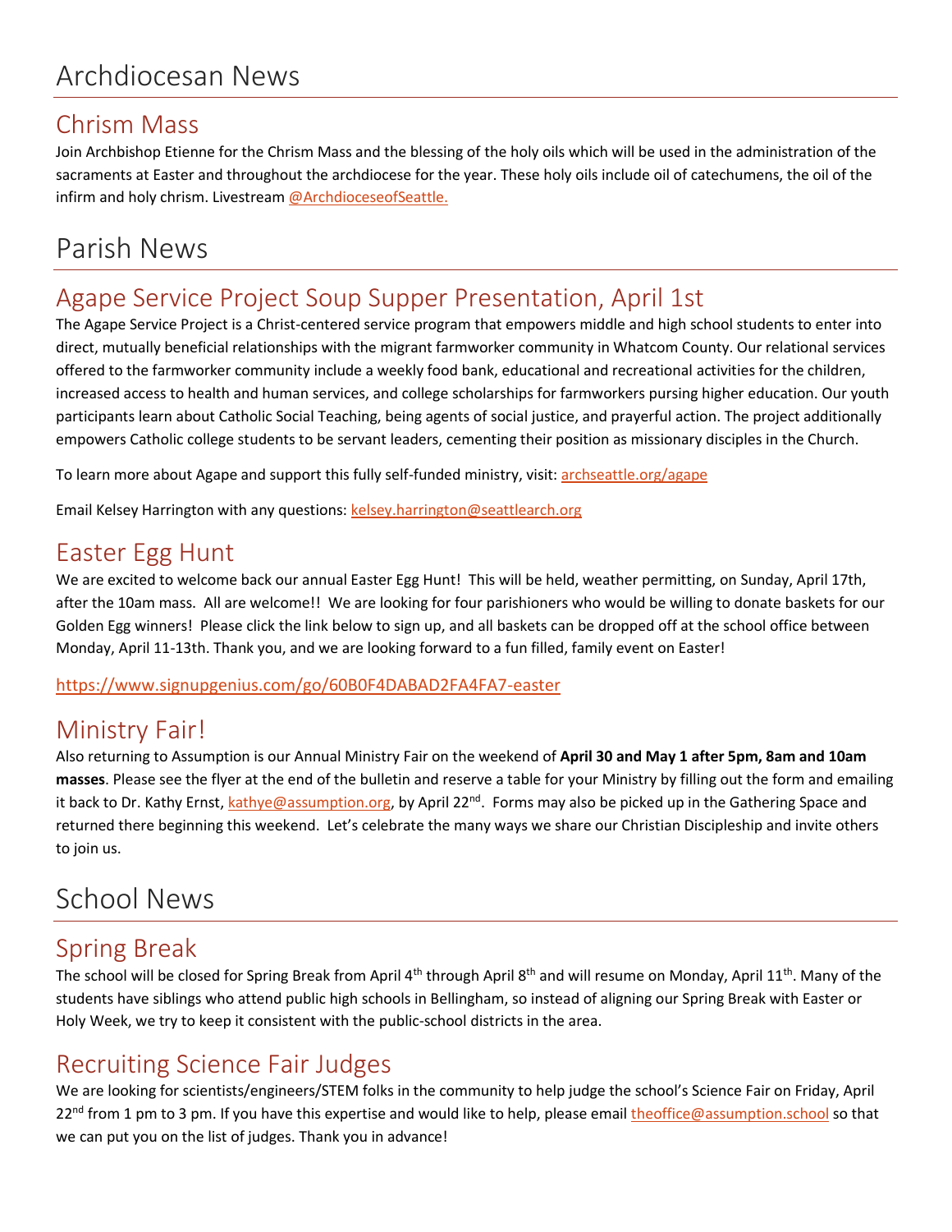# Archdiocesan News

## Chrism Mass

Join Archbishop Etienne for the Chrism Mass and the blessing of the holy oils which will be used in the administration of the sacraments at Easter and throughout the archdiocese for the year. These holy oils include oil of catechumens, the oil of the infirm and holy chrism. Livestream @ArchdioceseofSeattle.

# Parish News

## Agape Service Project Soup Supper Presentation, April 1st

The Agape Service Project is a Christ-centered service program that empowers middle and high school students to enter into direct, mutually beneficial relationships with the migrant farmworker community in Whatcom County. Our relational services offered to the farmworker community include a weekly food bank, educational and recreational activities for the children, increased access to health and human services, and college scholarships for farmworkers pursing higher education. Our youth participants learn about Catholic Social Teaching, being agents of social justice, and prayerful action. The project additionally empowers Catholic college students to be servant leaders, cementing their position as missionary disciples in the Church.

To learn more about Agape and support this fully self-funded ministry, visit: archseattle.org/agape

Email Kelsey Harrington with any questions: kelsey.harrington@seattlearch.org

## Easter Egg Hunt

We are excited to welcome back our annual Easter Egg Hunt! This will be held, weather permitting, on Sunday, April 17th, after the 10am mass. All are welcome!! We are looking for four parishioners who would be willing to donate baskets for our Golden Egg winners! Please click the link below to sign up, and all baskets can be dropped off at the school office between Monday, April 11-13th. Thank you, and we are looking forward to a fun filled, family event on Easter!

https://www.signupgenius.com/go/60B0F4DABAD2FA4FA7-easter

## Ministry Fair!

Also returning to Assumption is our Annual Ministry Fair on the weekend of **April 30 and May 1 after 5pm, 8am and 10am masses**. Please see the flyer at the end of the bulletin and reserve a table for your Ministry by filling out the form and emailing it back to Dr. Kathy Ernst, kathye@assumption.org, by April 22nd. Forms may also be picked up in the Gathering Space and returned there beginning this weekend. Let's celebrate the many ways we share our Christian Discipleship and invite others to join us.

# School News

## Spring Break

The school will be closed for Spring Break from April 4th through April 8th and will resume on Monday, April 11th. Many of the students have siblings who attend public high schools in Bellingham, so instead of aligning our Spring Break with Easter or Holy Week, we try to keep it consistent with the public-school districts in the area.

## Recruiting Science Fair Judges

We are looking for scientists/engineers/STEM folks in the community to help judge the school's Science Fair on Friday, April 22nd from 1 pm to 3 pm. If you have this expertise and would like to help, please email theoffice@assumption.school so that we can put you on the list of judges. Thank you in advance!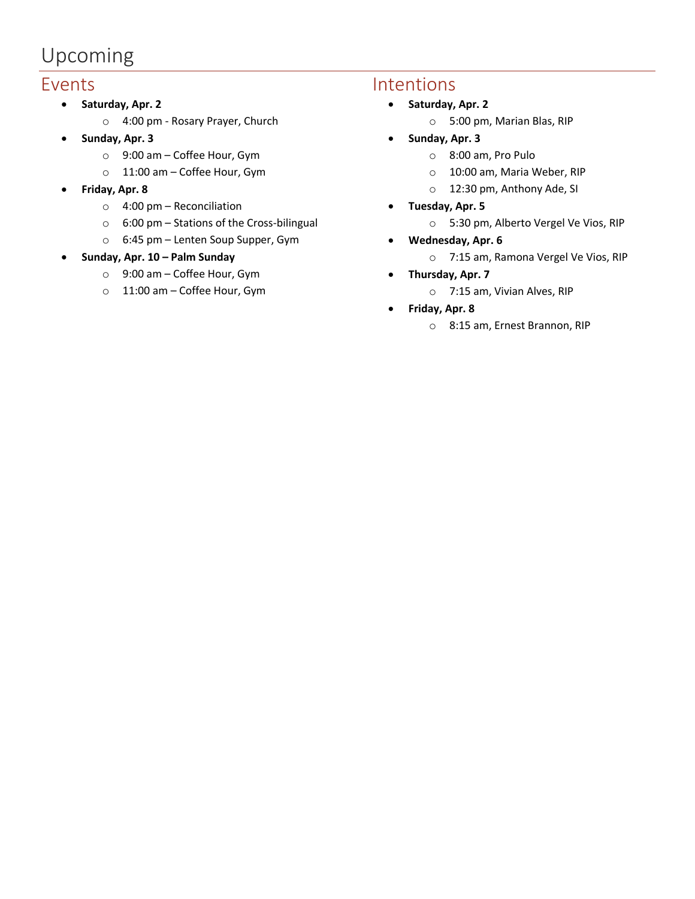# Upcoming

## Events

- **Saturday, Apr. 2**
  - 4:00 pm - Rosary Prayer, Church
- **Sunday, Apr. 3**
  - 9:00 am – Coffee Hour, Gym
  - 11:00 am – Coffee Hour, Gym
- **Friday, Apr. 8**
  - 4:00 pm – Reconciliation
  - 6:00 pm – Stations of the Cross-bilingual
  - 6:45 pm – Lenten Soup Supper, Gym
- **Sunday, Apr. 10 – Palm Sunday**
  - 9:00 am – Coffee Hour, Gym
  - 11:00 am – Coffee Hour, Gym

## Intentions

- **Saturday, Apr. 2**
  - 5:00 pm, Marian Blas, RIP
- **Sunday, Apr. 3**
  - 8:00 am, Pro Pulo
  - 10:00 am, Maria Weber, RIP
  - 12:30 pm, Anthony Ade, SI
- **Tuesday, Apr. 5**
  - 5:30 pm, Alberto Vergel Ve Vios, RIP
- **Wednesday, Apr. 6**
  - 7:15 am, Ramona Vergel Ve Vios, RIP
- **Thursday, Apr. 7**
  - 7:15 am, Vivian Alves, RIP
- **Friday, Apr. 8**
  - 8:15 am, Ernest Brannon, RIP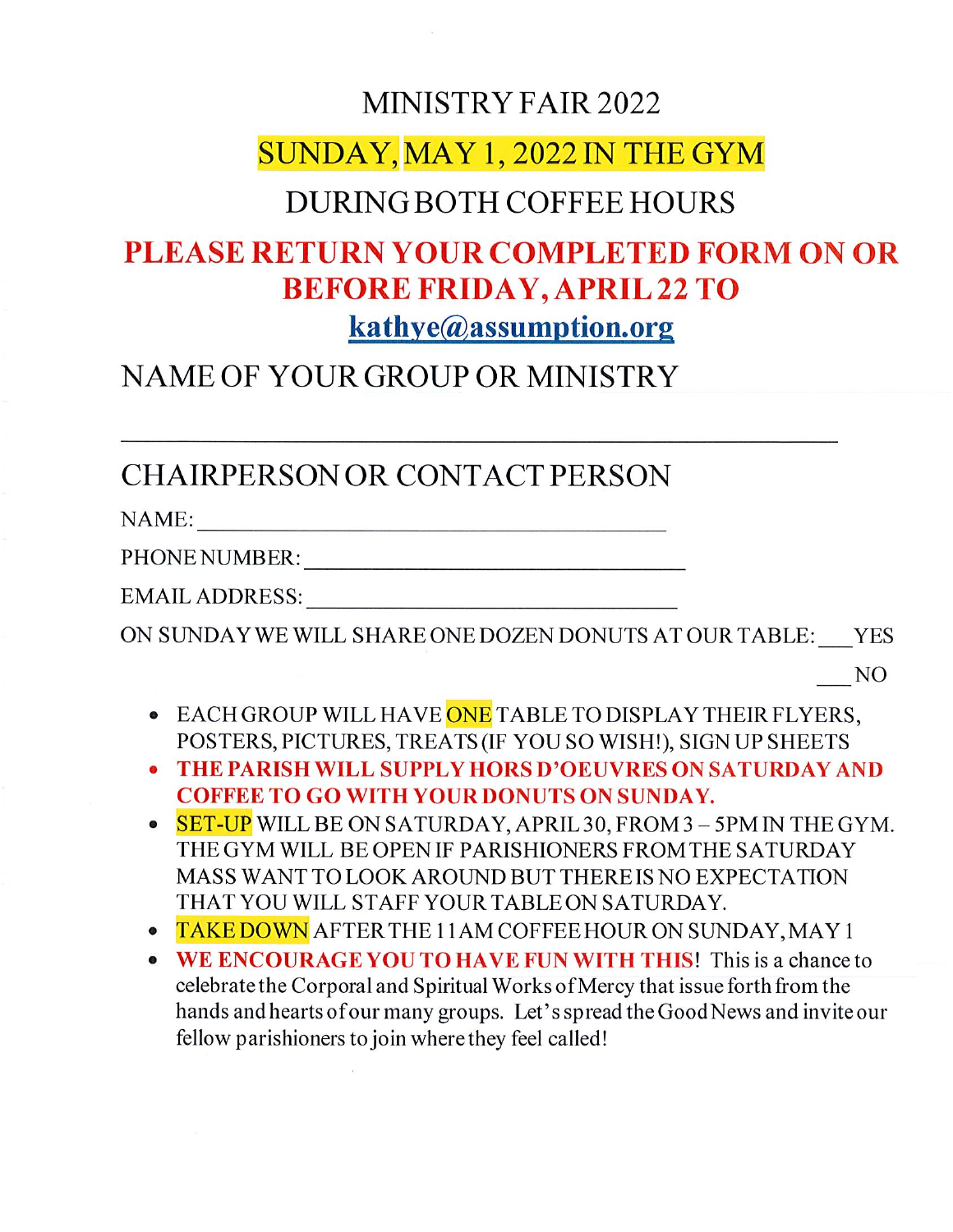# MINISTRY FAIR 2022

## SUNDAY, MAY 1, 2022 IN THE GYM

## DURING BOTH COFFEE HOURS

**PLEASE RETURN YOUR COMPLETED FORM ON OR BEFORE FRIDAY, APRIL 22 TO**

**kathye@assumption.org**

NAME OF YOUR GROUP OR MINISTRY

\_\_\_\_\_\_\_\_\_\_\_\_\_\_\_\_\_\_\_\_\_\_\_\_\_\_\_\_\_\_\_\_\_\_\_\_\_\_\_\_\_\_\_\_\_\_\_\_\_\_\_\_

CHAIRPERSON OR CONTACT PERSON

NAME: \_\_\_\_\_\_\_\_\_\_\_\_\_\_\_\_\_\_\_\_\_\_\_\_\_\_\_\_\_\_\_\_\_\_\_\_\_\_\_\_

PHONE NUMBER: \_\_\_\_\_\_\_\_\_\_\_\_\_\_\_\_\_\_\_\_\_\_\_\_\_\_\_\_\_\_\_\_\_

EMAIL ADDRESS: \_\_\_\_\_\_\_\_\_\_\_\_\_\_\_\_\_\_\_\_\_\_\_\_\_\_\_\_\_\_\_\_\_

ON SUNDAY WE WILL SHARE ONE DOZEN DONUTS AT OUR TABLE: \_\_\_ YES

\_\_\_ NO

- EACH GROUP WILL HAVE ONE TABLE TO DISPLAY THEIR FLYERS, POSTERS, PICTURES, TREATS (IF YOU SO WISH!), SIGN UP SHEETS
- **THE PARISH WILL SUPPLY HORS D'OEUVRES ON SATURDAY AND COFFEE TO GO WITH YOUR DONUTS ON SUNDAY.**
- SET-UP WILL BE ON SATURDAY, APRIL 30, FROM 3 – 5PM IN THE GYM. THE GYM WILL BE OPEN IF PARISHIONERS FROM THE SATURDAY MASS WANT TO LOOK AROUND BUT THERE IS NO EXPECTATION THAT YOU WILL STAFF YOUR TABLE ON SATURDAY.
- TAKE DOWN AFTER THE 11AM COFFEE HOUR ON SUNDAY, MAY 1
- **WE ENCOURAGE YOU TO HAVE FUN WITH THIS**! This is a chance to celebrate the Corporal and Spiritual Works of Mercy that issue forth from the hands and hearts of our many groups. Let's spread the Good News and invite our fellow parishioners to join where they feel called!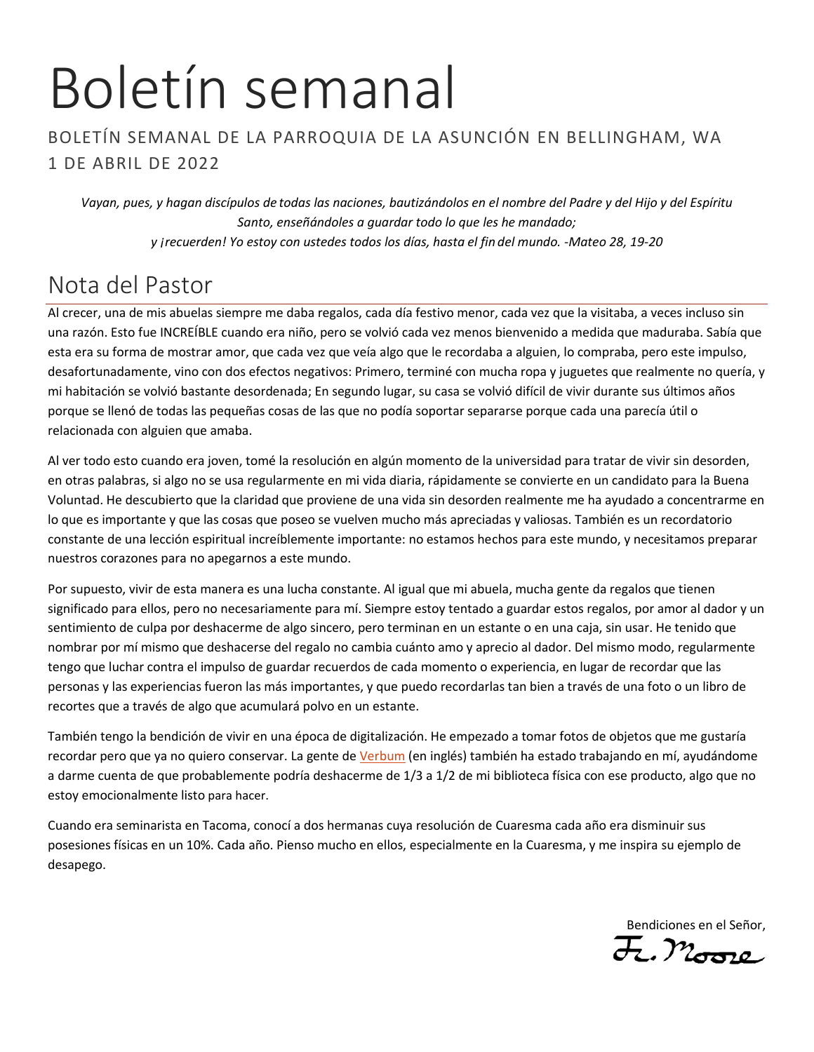# Boletín semanal

BOLETÍN SEMANAL DE LA PARROQUIA DE LA ASUNCIÓN EN BELLINGHAM, WA
1 DE ABRIL DE 2022

*Vayan, pues, y hagan discípulos de todas las naciones, bautizándolos en el nombre del Padre y del Hijo y del Espíritu Santo, enseñándoles a guardar todo lo que les he mandado;*
*y ¡recuerden! Yo estoy con ustedes todos los días, hasta el fin del mundo. -Mateo 28, 19-20*

## Nota del Pastor

Al crecer, una de mis abuelas siempre me daba regalos, cada día festivo menor, cada vez que la visitaba, a veces incluso sin una razón. Esto fue INCREÍBLE cuando era niño, pero se volvió cada vez menos bienvenido a medida que maduraba. Sabía que esta era su forma de mostrar amor, que cada vez que veía algo que le recordaba a alguien, lo compraba, pero este impulso, desafortunadamente, vino con dos efectos negativos: Primero, terminé con mucha ropa y juguetes que realmente no quería, y mi habitación se volvió bastante desordenada; En segundo lugar, su casa se volvió difícil de vivir durante sus últimos años porque se llenó de todas las pequeñas cosas de las que no podía soportar separarse porque cada una parecía útil o relacionada con alguien que amaba.

Al ver todo esto cuando era joven, tomé la resolución en algún momento de la universidad para tratar de vivir sin desorden, en otras palabras, si algo no se usa regularmente en mi vida diaria, rápidamente se convierte en un candidato para la Buena Voluntad. He descubierto que la claridad que proviene de una vida sin desorden realmente me ha ayudado a concentrarme en lo que es importante y que las cosas que poseo se vuelven mucho más apreciadas y valiosas. También es un recordatorio constante de una lección espiritual increíblemente importante: no estamos hechos para este mundo, y necesitamos preparar nuestros corazones para no apegarnos a este mundo.

Por supuesto, vivir de esta manera es una lucha constante. Al igual que mi abuela, mucha gente da regalos que tienen significado para ellos, pero no necesariamente para mí. Siempre estoy tentado a guardar estos regalos, por amor al dador y un sentimiento de culpa por deshacerme de algo sincero, pero terminan en un estante o en una caja, sin usar. He tenido que nombrar por mí mismo que deshacerse del regalo no cambia cuánto amo y aprecio al dador. Del mismo modo, regularmente tengo que luchar contra el impulso de guardar recuerdos de cada momento o experiencia, en lugar de recordar que las personas y las experiencias fueron las más importantes, y que puedo recordarlas tan bien a través de una foto o un libro de recortes que a través de algo que acumulará polvo en un estante.

También tengo la bendición de vivir en una época de digitalización. He empezado a tomar fotos de objetos que me gustaría recordar pero que ya no quiero conservar. La gente de Verbum (en inglés) también ha estado trabajando en mí, ayudándome a darme cuenta de que probablemente podría deshacerme de 1/3 a 1/2 de mi biblioteca física con ese producto, algo que no estoy emocionalmente listo para hacer.

Cuando era seminarista en Tacoma, conocí a dos hermanas cuya resolución de Cuaresma cada año era disminuir sus posesiones físicas en un 10%. Cada año. Pienso mucho en ellos, especialmente en la Cuaresma, y me inspira su ejemplo de desapego.

Bendiciones en el Señor,
Fr. Moore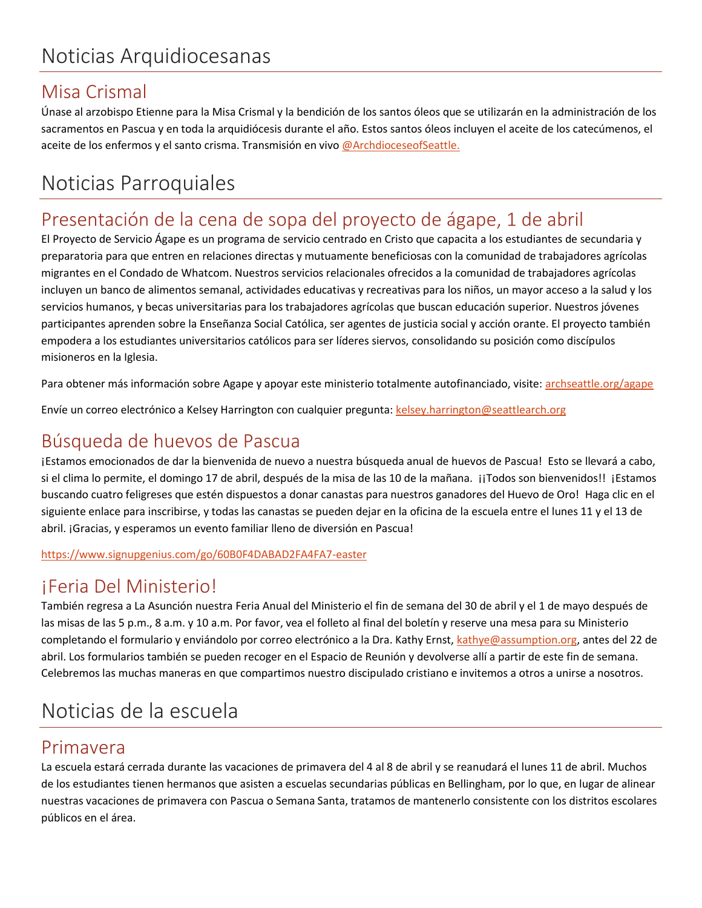# Noticias Arquidiocesanas

## Misa Crismal

Únase al arzobispo Etienne para la Misa Crismal y la bendición de los santos óleos que se utilizarán en la administración de los sacramentos en Pascua y en toda la arquidiócesis durante el año. Estos santos óleos incluyen el aceite de los catecúmenos, el aceite de los enfermos y el santo crisma. Transmisión en vivo @ArchdioceseofSeattle.

# Noticias Parroquiales

## Presentación de la cena de sopa del proyecto de ágape, 1 de abril

El Proyecto de Servicio Ágape es un programa de servicio centrado en Cristo que capacita a los estudiantes de secundaria y preparatoria para que entren en relaciones directas y mutuamente beneficiosas con la comunidad de trabajadores agrícolas migrantes en el Condado de Whatcom. Nuestros servicios relacionales ofrecidos a la comunidad de trabajadores agrícolas incluyen un banco de alimentos semanal, actividades educativas y recreativas para los niños, un mayor acceso a la salud y los servicios humanos, y becas universitarias para los trabajadores agrícolas que buscan educación superior. Nuestros jóvenes participantes aprenden sobre la Enseñanza Social Católica, ser agentes de justicia social y acción orante. El proyecto también empodera a los estudiantes universitarios católicos para ser líderes siervos, consolidando su posición como discípulos misioneros en la Iglesia.

Para obtener más información sobre Agape y apoyar este ministerio totalmente autofinanciado, visite: archseattle.org/agape

Envíe un correo electrónico a Kelsey Harrington con cualquier pregunta: kelsey.harrington@seattlearch.org

## Búsqueda de huevos de Pascua

¡Estamos emocionados de dar la bienvenida de nuevo a nuestra búsqueda anual de huevos de Pascua! Esto se llevará a cabo, si el clima lo permite, el domingo 17 de abril, después de la misa de las 10 de la mañana. ¡¡Todos son bienvenidos!! ¡Estamos buscando cuatro feligreses que estén dispuestos a donar canastas para nuestros ganadores del Huevo de Oro! Haga clic en el siguiente enlace para inscribirse, y todas las canastas se pueden dejar en la oficina de la escuela entre el lunes 11 y el 13 de abril. ¡Gracias, y esperamos un evento familiar lleno de diversión en Pascua!

https://www.signupgenius.com/go/60B0F4DABAD2FA4FA7-easter

## ¡Feria Del Ministerio!

También regresa a La Asunción nuestra Feria Anual del Ministerio el fin de semana del 30 de abril y el 1 de mayo después de las misas de las 5 p.m., 8 a.m. y 10 a.m. Por favor, vea el folleto al final del boletín y reserve una mesa para su Ministerio completando el formulario y enviándolo por correo electrónico a la Dra. Kathy Ernst, kathye@assumption.org, antes del 22 de abril. Los formularios también se pueden recoger en el Espacio de Reunión y devolverse allí a partir de este fin de semana. Celebremos las muchas maneras en que compartimos nuestro discipulado cristiano e invitemos a otros a unirse a nosotros.

# Noticias de la escuela

## Primavera

La escuela estará cerrada durante las vacaciones de primavera del 4 al 8 de abril y se reanudará el lunes 11 de abril. Muchos de los estudiantes tienen hermanos que asisten a escuelas secundarias públicas en Bellingham, por lo que, en lugar de alinear nuestras vacaciones de primavera con Pascua o Semana Santa, tratamos de mantenerlo consistente con los distritos escolares públicos en el área.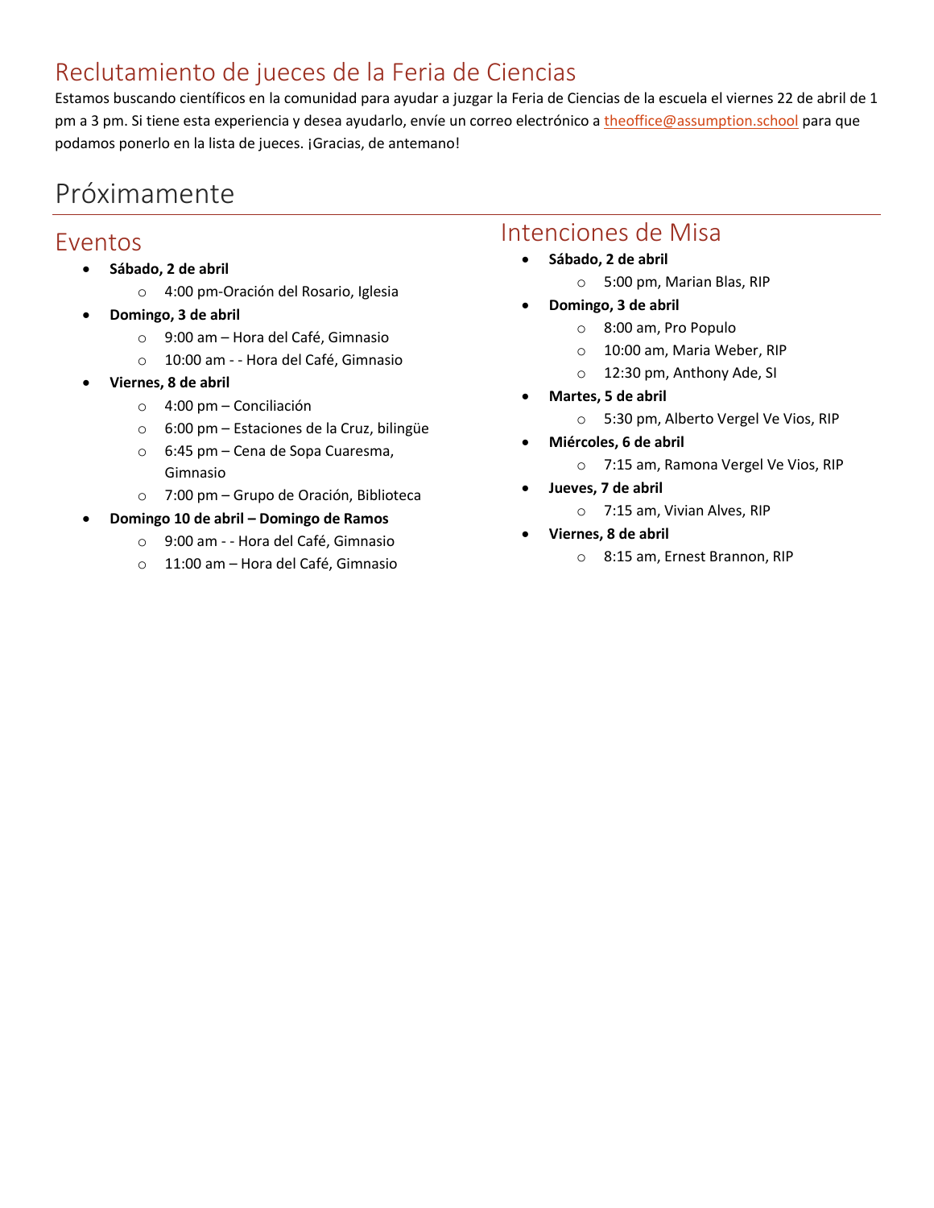## Reclutamiento de jueces de la Feria de Ciencias

Estamos buscando científicos en la comunidad para ayudar a juzgar la Feria de Ciencias de la escuela el viernes 22 de abril de 1 pm a 3 pm. Si tiene esta experiencia y desea ayudarlo, envíe un correo electrónico a theoffice@assumption.school para que podamos ponerlo en la lista de jueces. ¡Gracias, de antemano!

# Próximamente

## Eventos

- **Sábado, 2 de abril**
  - 4:00 pm-Oración del Rosario, Iglesia
- **Domingo, 3 de abril**
  - 9:00 am – Hora del Café, Gimnasio
  - 10:00 am - - Hora del Café, Gimnasio
- **Viernes, 8 de abril**
  - 4:00 pm – Conciliación
  - 6:00 pm – Estaciones de la Cruz, bilingüe
  - 6:45 pm – Cena de Sopa Cuaresma, Gimnasio
  - 7:00 pm – Grupo de Oración, Biblioteca
- **Domingo 10 de abril – Domingo de Ramos**
  - 9:00 am - - Hora del Café, Gimnasio
  - 11:00 am – Hora del Café, Gimnasio

## Intenciones de Misa

- **Sábado, 2 de abril**
  - 5:00 pm, Marian Blas, RIP
- **Domingo, 3 de abril**
  - 8:00 am, Pro Populo
  - 10:00 am, Maria Weber, RIP
  - 12:30 pm, Anthony Ade, SI
- **Martes, 5 de abril**
  - 5:30 pm, Alberto Vergel Ve Vios, RIP
- **Miércoles, 6 de abril**
  - 7:15 am, Ramona Vergel Ve Vios, RIP
- **Jueves, 7 de abril**
  - 7:15 am, Vivian Alves, RIP
- **Viernes, 8 de abril**
  - 8:15 am, Ernest Brannon, RIP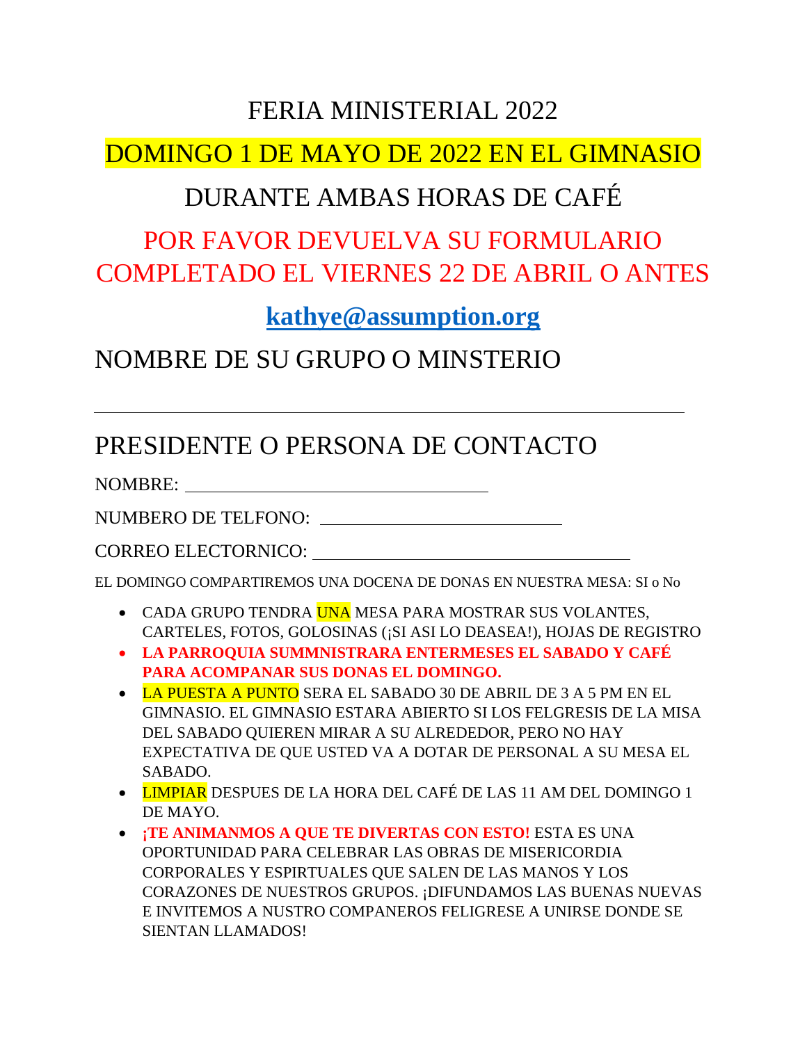# FERIA MINISTERIAL 2022

## DOMINGO 1 DE MAYO DE 2022 EN EL GIMNASIO

## DURANTE AMBAS HORAS DE CAFÉ

## POR FAVOR DEVUELVA SU FORMULARIO COMPLETADO EL VIERNES 22 DE ABRIL O ANTES

**kathye@assumption.org**

## NOMBRE DE SU GRUPO O MINSTERIO

______________________________________________________________

## PRESIDENTE O PERSONA DE CONTACTO

NOMBRE: ________________________________

NUMBERO DE TELFONO: ____________________________

CORREO ELECTORNICO: ___________________________________

EL DOMINGO COMPARTIREMOS UNA DOCENA DE DONAS EN NUESTRA MESA: SI o No

- CADA GRUPO TENDRA UNA MESA PARA MOSTRAR SUS VOLANTES, CARTELES, FOTOS, GOLOSINAS (¡SI ASI LO DEASEA!), HOJAS DE REGISTRO
- **LA PARROQUIA SUMMNISTRARA ENTERMESES EL SABADO Y CAFÉ PARA ACOMPANAR SUS DONAS EL DOMINGO.**
- LA PUESTA A PUNTO SERA EL SABADO 30 DE ABRIL DE 3 A 5 PM EN EL GIMNASIO. EL GIMNASIO ESTARA ABIERTO SI LOS FELGRESIS DE LA MISA DEL SABADO QUIEREN MIRAR A SU ALREDEDOR, PERO NO HAY EXPECTATIVA DE QUE USTED VA A DOTAR DE PERSONAL A SU MESA EL SABADO.
- LIMPIAR DESPUES DE LA HORA DEL CAFÉ DE LAS 11 AM DEL DOMINGO 1 DE MAYO.
- **¡TE ANIMANMOS A QUE TE DIVERTAS CON ESTO!** ESTA ES UNA OPORTUNIDAD PARA CELEBRAR LAS OBRAS DE MISERICORDIA CORPORALES Y ESPIRTUALES QUE SALEN DE LAS MANOS Y LOS CORAZONES DE NUESTROS GRUPOS. ¡DIFUNDAMOS LAS BUENAS NUEVAS E INVITEMOS A NUSTRO COMPANEROS FELIGRESE A UNIRSE DONDE SE SIENTAN LLAMADOS!